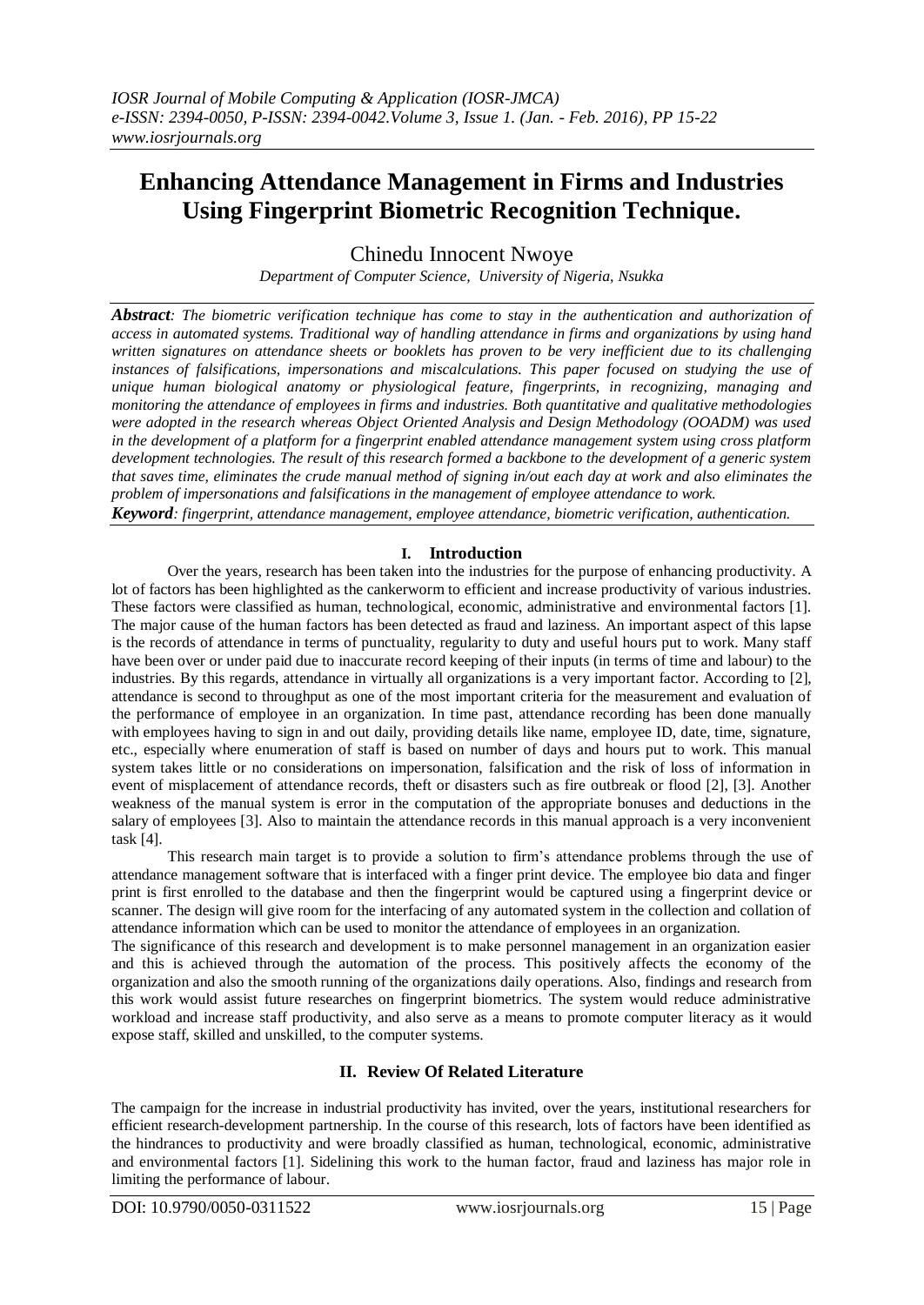# Enhancing Attendance Management in Firms and Industries Using Fingerprint Biometric Recognition Technique.

Chinedu Innocent Nwoye

*Department of Computer Science, University of Nigeria, Nsukka*

***Abstract****: The biometric verification technique has come to stay in the authentication and authorization of access in automated systems. Traditional way of handling attendance in firms and organizations by using hand written signatures on attendance sheets or booklets has proven to be very inefficient due to its challenging instances of falsifications, impersonations and miscalculations. This paper focused on studying the use of unique human biological anatomy or physiological feature, fingerprints, in recognizing, managing and monitoring the attendance of employees in firms and industries. Both quantitative and qualitative methodologies were adopted in the research whereas Object Oriented Analysis and Design Methodology (OOADM) was used in the development of a platform for a fingerprint enabled attendance management system using cross platform development technologies. The result of this research formed a backbone to the development of a generic system that saves time, eliminates the crude manual method of signing in/out each day at work and also eliminates the problem of impersonations and falsifications in the management of employee attendance to work.*

***Keyword****: fingerprint, attendance management, employee attendance, biometric verification, authentication.*

## I. Introduction

Over the years, research has been taken into the industries for the purpose of enhancing productivity. A lot of factors has been highlighted as the cankerworm to efficient and increase productivity of various industries. These factors were classified as human, technological, economic, administrative and environmental factors [1]. The major cause of the human factors has been detected as fraud and laziness. An important aspect of this lapse is the records of attendance in terms of punctuality, regularity to duty and useful hours put to work. Many staff have been over or under paid due to inaccurate record keeping of their inputs (in terms of time and labour) to the industries. By this regards, attendance in virtually all organizations is a very important factor. According to [2], attendance is second to throughput as one of the most important criteria for the measurement and evaluation of the performance of employee in an organization. In time past, attendance recording has been done manually with employees having to sign in and out daily, providing details like name, employee ID, date, time, signature, etc., especially where enumeration of staff is based on number of days and hours put to work. This manual system takes little or no considerations on impersonation, falsification and the risk of loss of information in event of misplacement of attendance records, theft or disasters such as fire outbreak or flood [2], [3]. Another weakness of the manual system is error in the computation of the appropriate bonuses and deductions in the salary of employees [3]. Also to maintain the attendance records in this manual approach is a very inconvenient task [4].

This research main target is to provide a solution to firm's attendance problems through the use of attendance management software that is interfaced with a finger print device. The employee bio data and finger print is first enrolled to the database and then the fingerprint would be captured using a fingerprint device or scanner. The design will give room for the interfacing of any automated system in the collection and collation of attendance information which can be used to monitor the attendance of employees in an organization.

The significance of this research and development is to make personnel management in an organization easier and this is achieved through the automation of the process. This positively affects the economy of the organization and also the smooth running of the organizations daily operations. Also, findings and research from this work would assist future researches on fingerprint biometrics. The system would reduce administrative workload and increase staff productivity, and also serve as a means to promote computer literacy as it would expose staff, skilled and unskilled, to the computer systems.

## II. Review Of Related Literature

The campaign for the increase in industrial productivity has invited, over the years, institutional researchers for efficient research-development partnership. In the course of this research, lots of factors have been identified as the hindrances to productivity and were broadly classified as human, technological, economic, administrative and environmental factors [1]. Sidelining this work to the human factor, fraud and laziness has major role in limiting the performance of labour.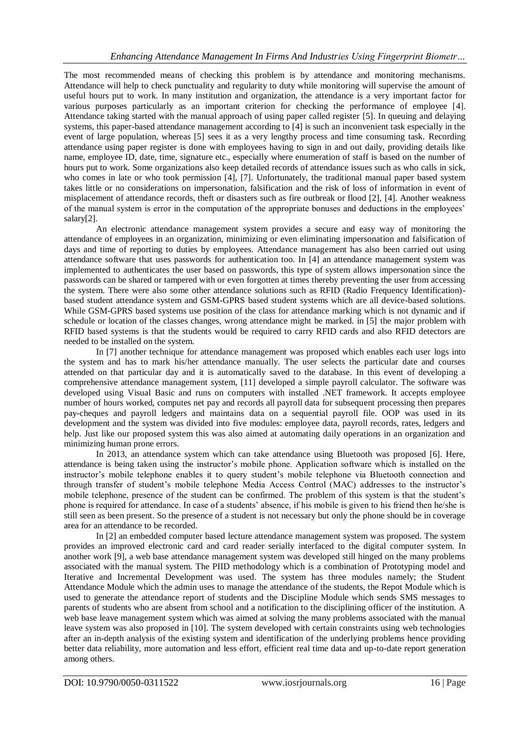The most recommended means of checking this problem is by attendance and monitoring mechanisms. Attendance will help to check punctuality and regularity to duty while monitoring will supervise the amount of useful hours put to work. In many institution and organization, the attendance is a very important factor for various purposes particularly as an important criterion for checking the performance of employee [4]. Attendance taking started with the manual approach of using paper called register [5]. In queuing and delaying systems, this paper-based attendance management according to [4] is such an inconvenient task especially in the event of large population, whereas [5] sees it as a very lengthy process and time consuming task. Recording attendance using paper register is done with employees having to sign in and out daily, providing details like name, employee ID, date, time, signature etc., especially where enumeration of staff is based on the number of hours put to work. Some organizations also keep detailed records of attendance issues such as who calls in sick, who comes in late or who took permission [4], [7]. Unfortunately, the traditional manual paper based system takes little or no considerations on impersonation, falsification and the risk of loss of information in event of misplacement of attendance records, theft or disasters such as fire outbreak or flood [2], [4]. Another weakness of the manual system is error in the computation of the appropriate bonuses and deductions in the employees' salary[2].

An electronic attendance management system provides a secure and easy way of monitoring the attendance of employees in an organization, minimizing or even eliminating impersonation and falsification of days and time of reporting to duties by employees. Attendance management has also been carried out using attendance software that uses passwords for authentication too. In [4] an attendance management system was implemented to authenticates the user based on passwords, this type of system allows impersonation since the passwords can be shared or tampered with or even forgotten at times thereby preventing the user from accessing the system. There were also some other attendance solutions such as RFID (Radio Frequency Identification)-based student attendance system and GSM-GPRS based student systems which are all device-based solutions. While GSM-GPRS based systems use position of the class for attendance marking which is not dynamic and if schedule or location of the classes changes, wrong attendance might be marked. in [5] the major problem with RFID based systems is that the students would be required to carry RFID cards and also RFID detectors are needed to be installed on the system.

In [7] another technique for attendance management was proposed which enables each user logs into the system and has to mark his/her attendance manually. The user selects the particular date and courses attended on that particular day and it is automatically saved to the database. In this event of developing a comprehensive attendance management system, [11] developed a simple payroll calculator. The software was developed using Visual Basic and runs on computers with installed .NET framework. It accepts employee number of hours worked, computes net pay and records all payroll data for subsequent processing then prepares pay-cheques and payroll ledgers and maintains data on a sequential payroll file. OOP was used in its development and the system was divided into five modules: employee data, payroll records, rates, ledgers and help. Just like our proposed system this was also aimed at automating daily operations in an organization and minimizing human prone errors.

In 2013, an attendance system which can take attendance using Bluetooth was proposed [6]. Here, attendance is being taken using the instructor's mobile phone. Application software which is installed on the instructor's mobile telephone enables it to query student's mobile telephone via Bluetooth connection and through transfer of student's mobile telephone Media Access Control (MAC) addresses to the instructor's mobile telephone, presence of the student can be confirmed. The problem of this system is that the student's phone is required for attendance. In case of a students' absence, if his mobile is given to his friend then he/she is still seen as been present. So the presence of a student is not necessary but only the phone should be in coverage area for an attendance to be recorded.

In [2] an embedded computer based lecture attendance management system was proposed. The system provides an improved electronic card and card reader serially interfaced to the digital computer system. In another work [9], a web base attendance management system was developed still hinged on the many problems associated with the manual system. The PIID methodology which is a combination of Prototyping model and Iterative and Incremental Development was used. The system has three modules namely; the Student Attendance Module which the admin uses to manage the attendance of the students, the Repot Module which is used to generate the attendance report of students and the Discipline Module which sends SMS messages to parents of students who are absent from school and a notification to the disciplining officer of the institution. A web base leave management system which was aimed at solving the many problems associated with the manual leave system was also proposed in [10]. The system developed with certain constraints using web technologies after an in-depth analysis of the existing system and identification of the underlying problems hence providing better data reliability, more automation and less effort, efficient real time data and up-to-date report generation among others.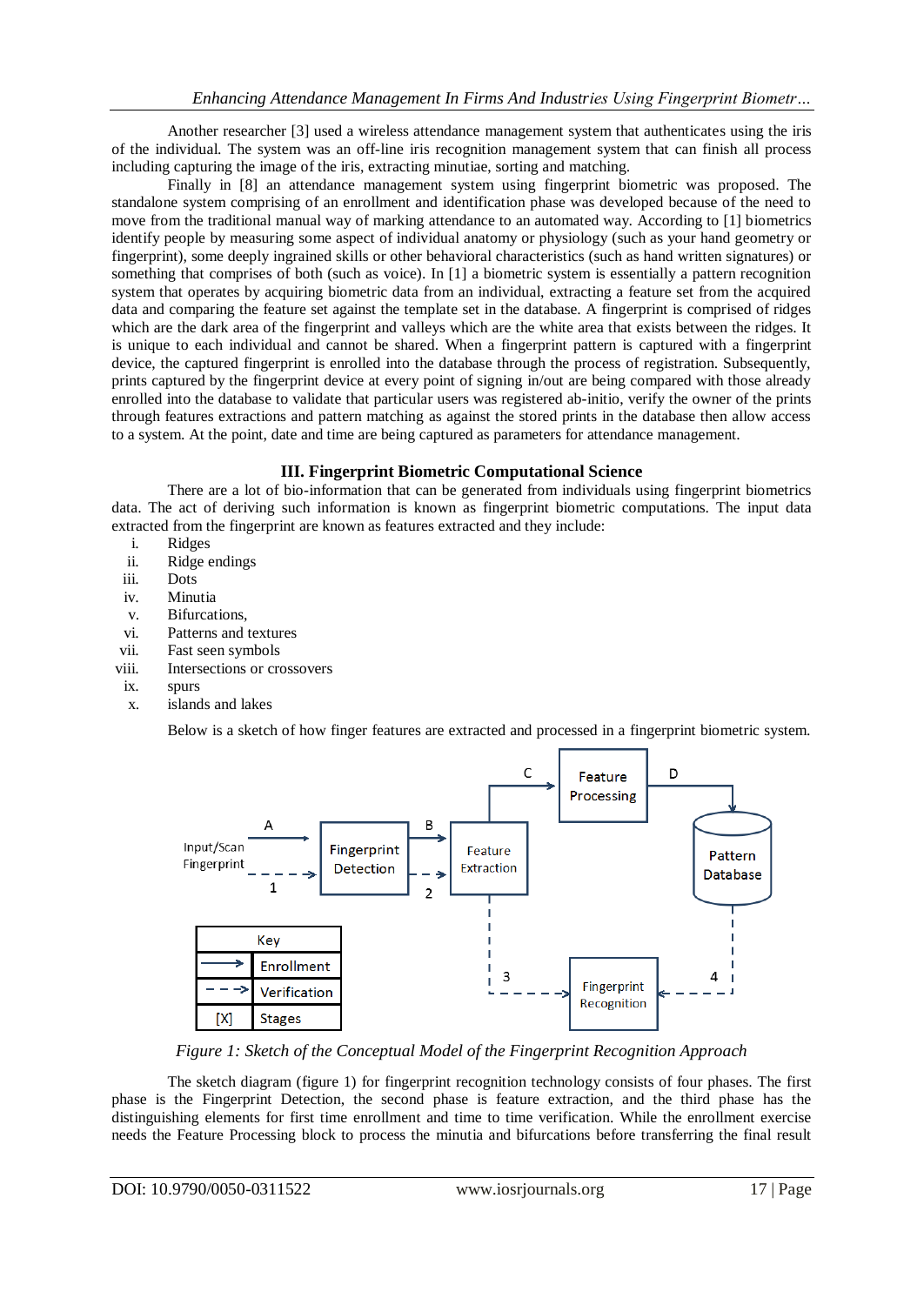Another researcher [3] used a wireless attendance management system that authenticates using the iris of the individual. The system was an off-line iris recognition management system that can finish all process including capturing the image of the iris, extracting minutiae, sorting and matching.

Finally in [8] an attendance management system using fingerprint biometric was proposed. The standalone system comprising of an enrollment and identification phase was developed because of the need to move from the traditional manual way of marking attendance to an automated way. According to [1] biometrics identify people by measuring some aspect of individual anatomy or physiology (such as your hand geometry or fingerprint), some deeply ingrained skills or other behavioral characteristics (such as hand written signatures) or something that comprises of both (such as voice). In [1] a biometric system is essentially a pattern recognition system that operates by acquiring biometric data from an individual, extracting a feature set from the acquired data and comparing the feature set against the template set in the database. A fingerprint is comprised of ridges which are the dark area of the fingerprint and valleys which are the white area that exists between the ridges. It is unique to each individual and cannot be shared. When a fingerprint pattern is captured with a fingerprint device, the captured fingerprint is enrolled into the database through the process of registration. Subsequently, prints captured by the fingerprint device at every point of signing in/out are being compared with those already enrolled into the database to validate that particular users was registered ab-initio, verify the owner of the prints through features extractions and pattern matching as against the stored prints in the database then allow access to a system. At the point, date and time are being captured as parameters for attendance management.

## III. Fingerprint Biometric Computational Science

There are a lot of bio-information that can be generated from individuals using fingerprint biometrics data. The act of deriving such information is known as fingerprint biometric computations. The input data extracted from the fingerprint are known as features extracted and they include:

i. Ridges
ii. Ridge endings
iii. Dots
iv. Minutia
v. Bifurcations,
vi. Patterns and textures
vii. Fast seen symbols
viii. Intersections or crossovers
ix. spurs
x. islands and lakes

Below is a sketch of how finger features are extracted and processed in a fingerprint biometric system.

*Figure 1: Sketch of the Conceptual Model of the Fingerprint Recognition Approach*

The sketch diagram (figure 1) for fingerprint recognition technology consists of four phases. The first phase is the Fingerprint Detection, the second phase is feature extraction, and the third phase has the distinguishing elements for first time enrollment and time to time verification. While the enrollment exercise needs the Feature Processing block to process the minutia and bifurcations before transferring the final result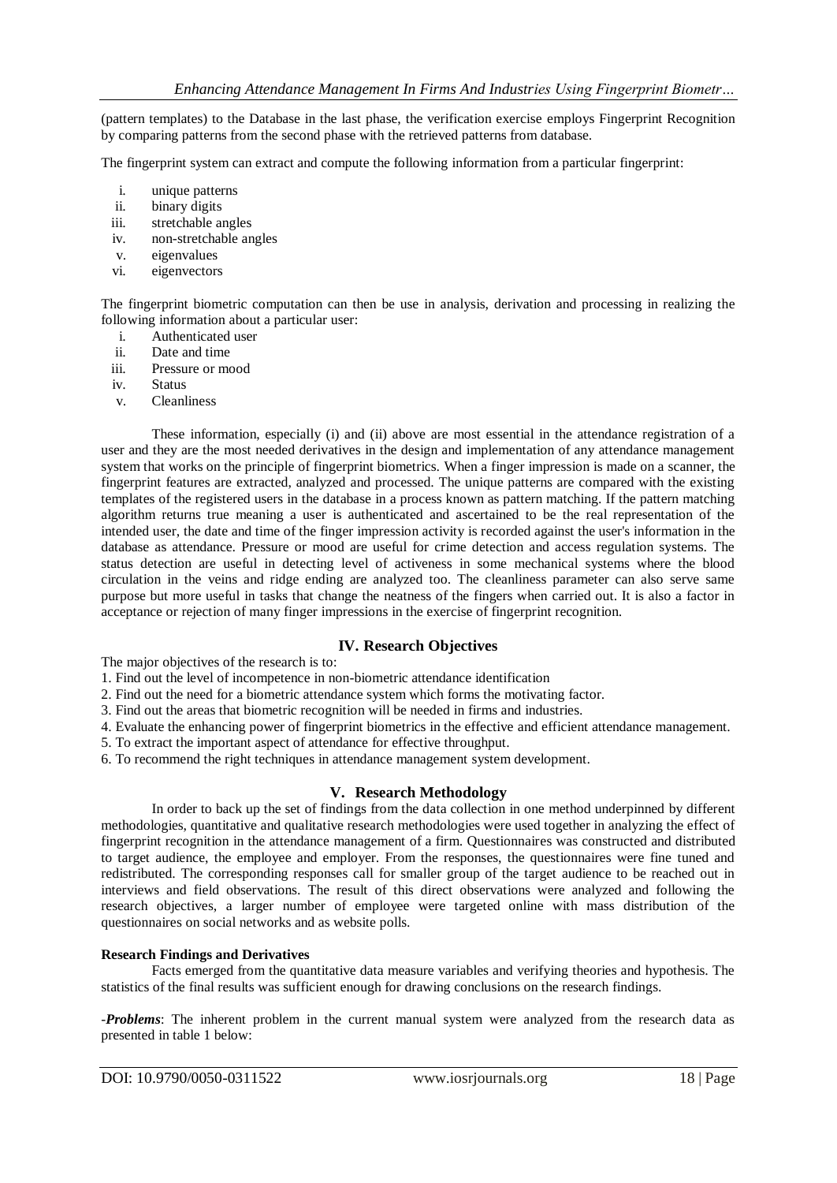(pattern templates) to the Database in the last phase, the verification exercise employs Fingerprint Recognition by comparing patterns from the second phase with the retrieved patterns from database.

The fingerprint system can extract and compute the following information from a particular fingerprint:

i. unique patterns
ii. binary digits
iii. stretchable angles
iv. non-stretchable angles
v. eigenvalues
vi. eigenvectors

The fingerprint biometric computation can then be use in analysis, derivation and processing in realizing the following information about a particular user:

i. Authenticated user
ii. Date and time
iii. Pressure or mood
iv. Status
v. Cleanliness

These information, especially (i) and (ii) above are most essential in the attendance registration of a user and they are the most needed derivatives in the design and implementation of any attendance management system that works on the principle of fingerprint biometrics. When a finger impression is made on a scanner, the fingerprint features are extracted, analyzed and processed. The unique patterns are compared with the existing templates of the registered users in the database in a process known as pattern matching. If the pattern matching algorithm returns true meaning a user is authenticated and ascertained to be the real representation of the intended user, the date and time of the finger impression activity is recorded against the user's information in the database as attendance. Pressure or mood are useful for crime detection and access regulation systems. The status detection are useful in detecting level of activeness in some mechanical systems where the blood circulation in the veins and ridge ending are analyzed too. The cleanliness parameter can also serve same purpose but more useful in tasks that change the neatness of the fingers when carried out. It is also a factor in acceptance or rejection of many finger impressions in the exercise of fingerprint recognition.

## IV. Research Objectives

The major objectives of the research is to:

1. Find out the level of incompetence in non-biometric attendance identification
2. Find out the need for a biometric attendance system which forms the motivating factor.
3. Find out the areas that biometric recognition will be needed in firms and industries.
4. Evaluate the enhancing power of fingerprint biometrics in the effective and efficient attendance management.
5. To extract the important aspect of attendance for effective throughput.
6. To recommend the right techniques in attendance management system development.

## V. Research Methodology

In order to back up the set of findings from the data collection in one method underpinned by different methodologies, quantitative and qualitative research methodologies were used together in analyzing the effect of fingerprint recognition in the attendance management of a firm. Questionnaires was constructed and distributed to target audience, the employee and employer. From the responses, the questionnaires were fine tuned and redistributed. The corresponding responses call for smaller group of the target audience to be reached out in interviews and field observations. The result of this direct observations were analyzed and following the research objectives, a larger number of employee were targeted online with mass distribution of the questionnaires on social networks and as website polls.

**Research Findings and Derivatives**

Facts emerged from the quantitative data measure variables and verifying theories and hypothesis. The statistics of the final results was sufficient enough for drawing conclusions on the research findings.

-***Problems***: The inherent problem in the current manual system were analyzed from the research data as presented in table 1 below: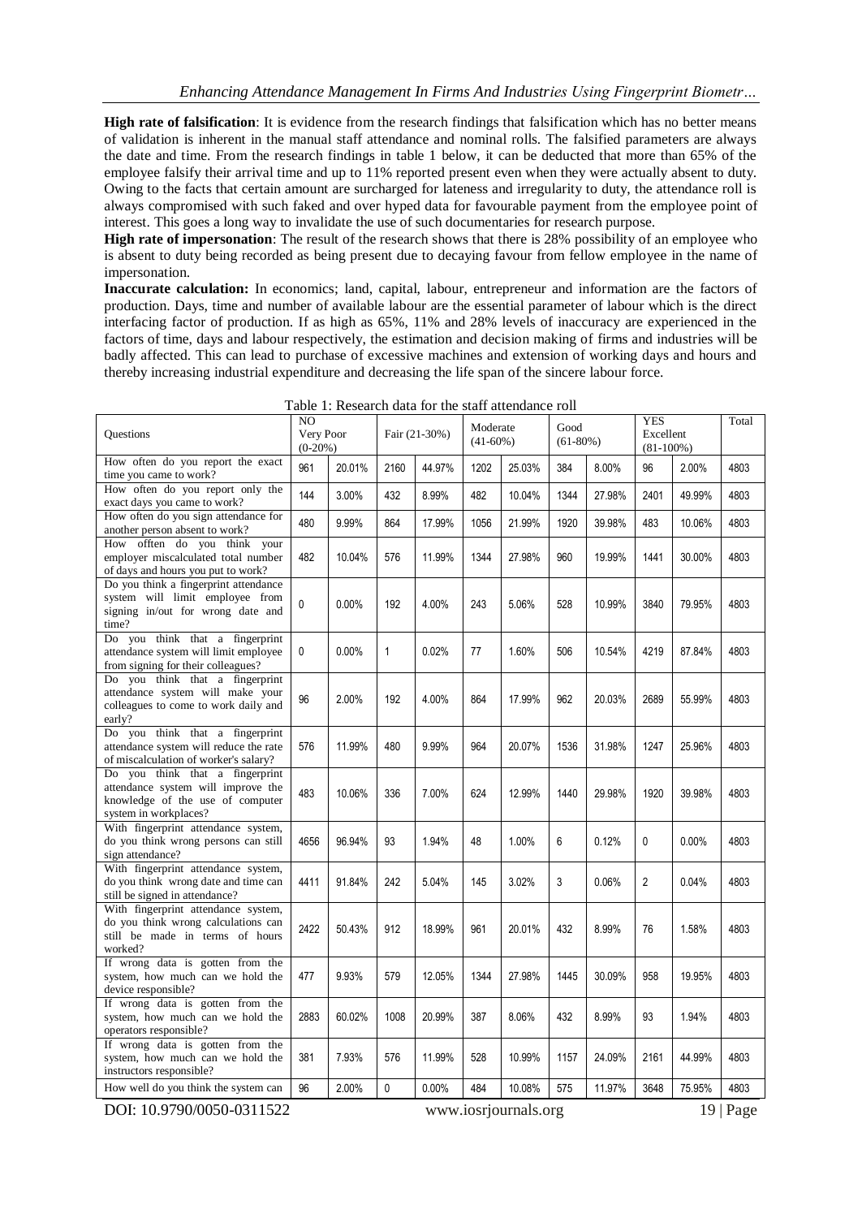**High rate of falsification**: It is evidence from the research findings that falsification which has no better means of validation is inherent in the manual staff attendance and nominal rolls. The falsified parameters are always the date and time. From the research findings in table 1 below, it can be deducted that more than 65% of the employee falsify their arrival time and up to 11% reported present even when they were actually absent to duty. Owing to the facts that certain amount are surcharged for lateness and irregularity to duty, the attendance roll is always compromised with such faked and over hyped data for favourable payment from the employee point of interest. This goes a long way to invalidate the use of such documentaries for research purpose.

**High rate of impersonation**: The result of the research shows that there is 28% possibility of an employee who is absent to duty being recorded as being present due to decaying favour from fellow employee in the name of impersonation.

**Inaccurate calculation:** In economics; land, capital, labour, entrepreneur and information are the factors of production. Days, time and number of available labour are the essential parameter of labour which is the direct interfacing factor of production. If as high as 65%, 11% and 28% levels of inaccuracy are experienced in the factors of time, days and labour respectively, the estimation and decision making of firms and industries will be badly affected. This can lead to purchase of excessive machines and extension of working days and hours and thereby increasing industrial expenditure and decreasing the life span of the sincere labour force.

Table 1: Research data for the staff attendance roll

| Questions | NO Very Poor (0-20%) | | Fair (21-30%) | | Moderate (41-60%) | | Good (61-80%) | | YES Excellent (81-100%) | | Total |
|---|---|---|---|---|---|---|---|---|---|---|---|
| How often do you report the exact time you came to work? | 961 | 20.01% | 2160 | 44.97% | 1202 | 25.03% | 384 | 8.00% | 96 | 2.00% | 4803 |
| How often do you report only the exact days you came to work? | 144 | 3.00% | 432 | 8.99% | 482 | 10.04% | 1344 | 27.98% | 2401 | 49.99% | 4803 |
| How often do you sign attendance for another person absent to work? | 480 | 9.99% | 864 | 17.99% | 1056 | 21.99% | 1920 | 39.98% | 483 | 10.06% | 4803 |
| How offten do you think your employer miscalculated total number of days and hours you put to work? | 482 | 10.04% | 576 | 11.99% | 1344 | 27.98% | 960 | 19.99% | 1441 | 30.00% | 4803 |
| Do you think a fingerprint attendance system will limit employee from signing in/out for wrong date and time? | 0 | 0.00% | 192 | 4.00% | 243 | 5.06% | 528 | 10.99% | 3840 | 79.95% | 4803 |
| Do you think that a fingerprint attendance system will limit employee from signing for their colleagues? | 0 | 0.00% | 1 | 0.02% | 77 | 1.60% | 506 | 10.54% | 4219 | 87.84% | 4803 |
| Do you think that a fingerprint attendance system will make your colleagues to come to work daily and early? | 96 | 2.00% | 192 | 4.00% | 864 | 17.99% | 962 | 20.03% | 2689 | 55.99% | 4803 |
| Do you think that a fingerprint attendance system will reduce the rate of miscalculation of worker's salary? | 576 | 11.99% | 480 | 9.99% | 964 | 20.07% | 1536 | 31.98% | 1247 | 25.96% | 4803 |
| Do you think that a fingerprint attendance system will improve the knowledge of the use of computer system in workplaces? | 483 | 10.06% | 336 | 7.00% | 624 | 12.99% | 1440 | 29.98% | 1920 | 39.98% | 4803 |
| With fingerprint attendance system, do you think wrong persons can still sign attendance? | 4656 | 96.94% | 93 | 1.94% | 48 | 1.00% | 6 | 0.12% | 0 | 0.00% | 4803 |
| With fingerprint attendance system, do you think wrong date and time can still be signed in attendance? | 4411 | 91.84% | 242 | 5.04% | 145 | 3.02% | 3 | 0.06% | 2 | 0.04% | 4803 |
| With fingerprint attendance system, do you think wrong calculations can still be made in terms of hours worked? | 2422 | 50.43% | 912 | 18.99% | 961 | 20.01% | 432 | 8.99% | 76 | 1.58% | 4803 |
| If wrong data is gotten from the system, how much can we hold the device responsible? | 477 | 9.93% | 579 | 12.05% | 1344 | 27.98% | 1445 | 30.09% | 958 | 19.95% | 4803 |
| If wrong data is gotten from the system, how much can we hold the operators responsible? | 2883 | 60.02% | 1008 | 20.99% | 387 | 8.06% | 432 | 8.99% | 93 | 1.94% | 4803 |
| If wrong data is gotten from the system, how much can we hold the instructors responsible? | 381 | 7.93% | 576 | 11.99% | 528 | 10.99% | 1157 | 24.09% | 2161 | 44.99% | 4803 |
| How well do you think the system can | 96 | 2.00% | 0 | 0.00% | 484 | 10.08% | 575 | 11.97% | 3648 | 75.95% | 4803 |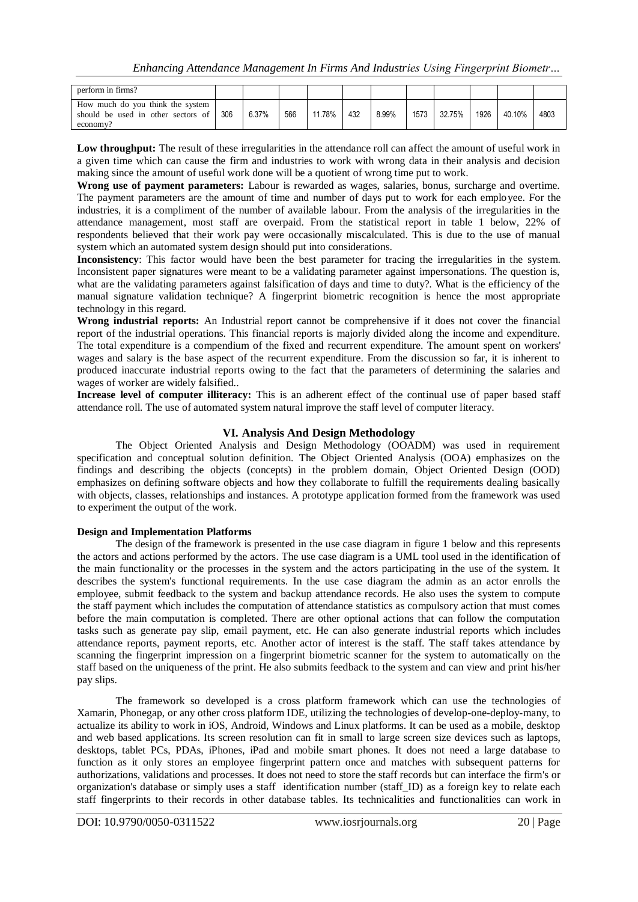| perform in firms? | | | | | | | | | | | |
|---|---|---|---|---|---|---|---|---|---|---|---|
| How much do you think the system should be used in other sectors of economy? | 306 | 6.37% | 566 | 11.78% | 432 | 8.99% | 1573 | 32.75% | 1926 | 40.10% | 4803 |

**Low throughput:** The result of these irregularities in the attendance roll can affect the amount of useful work in a given time which can cause the firm and industries to work with wrong data in their analysis and decision making since the amount of useful work done will be a quotient of wrong time put to work.

**Wrong use of payment parameters:** Labour is rewarded as wages, salaries, bonus, surcharge and overtime. The payment parameters are the amount of time and number of days put to work for each employee. For the industries, it is a compliment of the number of available labour. From the analysis of the irregularities in the attendance management, most staff are overpaid. From the statistical report in table 1 below, 22% of respondents believed that their work pay were occasionally miscalculated. This is due to the use of manual system which an automated system design should put into considerations.

**Inconsistency**: This factor would have been the best parameter for tracing the irregularities in the system. Inconsistent paper signatures were meant to be a validating parameter against impersonations. The question is, what are the validating parameters against falsification of days and time to duty?. What is the efficiency of the manual signature validation technique? A fingerprint biometric recognition is hence the most appropriate technology in this regard.

**Wrong industrial reports:** An Industrial report cannot be comprehensive if it does not cover the financial report of the industrial operations. This financial reports is majorly divided along the income and expenditure. The total expenditure is a compendium of the fixed and recurrent expenditure. The amount spent on workers' wages and salary is the base aspect of the recurrent expenditure. From the discussion so far, it is inherent to produced inaccurate industrial reports owing to the fact that the parameters of determining the salaries and wages of worker are widely falsified..

**Increase level of computer illiteracy:** This is an adherent effect of the continual use of paper based staff attendance roll. The use of automated system natural improve the staff level of computer literacy.

## VI. Analysis And Design Methodology

The Object Oriented Analysis and Design Methodology (OOADM) was used in requirement specification and conceptual solution definition. The Object Oriented Analysis (OOA) emphasizes on the findings and describing the objects (concepts) in the problem domain, Object Oriented Design (OOD) emphasizes on defining software objects and how they collaborate to fulfill the requirements dealing basically with objects, classes, relationships and instances. A prototype application formed from the framework was used to experiment the output of the work.

**Design and Implementation Platforms**

The design of the framework is presented in the use case diagram in figure 1 below and this represents the actors and actions performed by the actors. The use case diagram is a UML tool used in the identification of the main functionality or the processes in the system and the actors participating in the use of the system. It describes the system's functional requirements. In the use case diagram the admin as an actor enrolls the employee, submit feedback to the system and backup attendance records. He also uses the system to compute the staff payment which includes the computation of attendance statistics as compulsory action that must comes before the main computation is completed. There are other optional actions that can follow the computation tasks such as generate pay slip, email payment, etc. He can also generate industrial reports which includes attendance reports, payment reports, etc. Another actor of interest is the staff. The staff takes attendance by scanning the fingerprint impression on a fingerprint biometric scanner for the system to automatically on the staff based on the uniqueness of the print. He also submits feedback to the system and can view and print his/her pay slips.

The framework so developed is a cross platform framework which can use the technologies of Xamarin, Phonegap, or any other cross platform IDE, utilizing the technologies of develop-one-deploy-many, to actualize its ability to work in iOS, Android, Windows and Linux platforms. It can be used as a mobile, desktop and web based applications. Its screen resolution can fit in small to large screen size devices such as laptops, desktops, tablet PCs, PDAs, iPhones, iPad and mobile smart phones. It does not need a large database to function as it only stores an employee fingerprint pattern once and matches with subsequent patterns for authorizations, validations and processes. It does not need to store the staff records but can interface the firm's or organization's database or simply uses a staff identification number (staff_ID) as a foreign key to relate each staff fingerprints to their records in other database tables. Its technicalities and functionalities can work in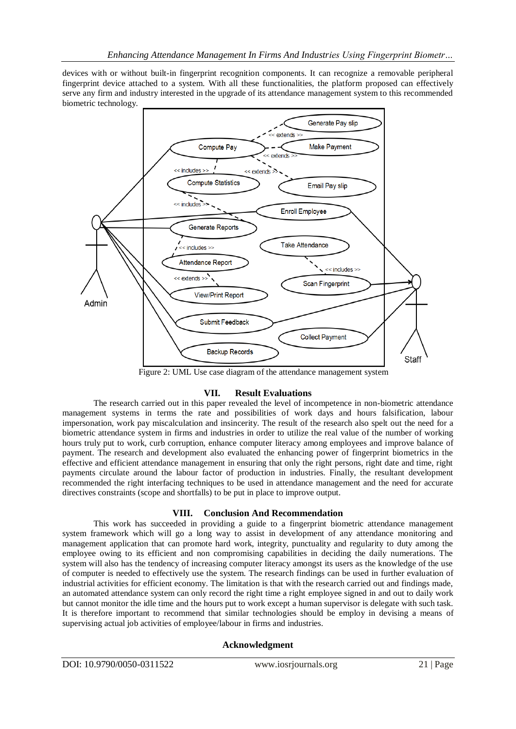devices with or without built-in fingerprint recognition components. It can recognize a removable peripheral fingerprint device attached to a system. With all these functionalities, the platform proposed can effectively serve any firm and industry interested in the upgrade of its attendance management system to this recommended biometric technology.

Figure 2: UML Use case diagram of the attendance management system

## VII. Result Evaluations

The research carried out in this paper revealed the level of incompetence in non-biometric attendance management systems in terms the rate and possibilities of work days and hours falsification, labour impersonation, work pay miscalculation and insincerity. The result of the research also spelt out the need for a biometric attendance system in firms and industries in order to utilize the real value of the number of working hours truly put to work, curb corruption, enhance computer literacy among employees and improve balance of payment. The research and development also evaluated the enhancing power of fingerprint biometrics in the effective and efficient attendance management in ensuring that only the right persons, right date and time, right payments circulate around the labour factor of production in industries. Finally, the resultant development recommended the right interfacing techniques to be used in attendance management and the need for accurate directives constraints (scope and shortfalls) to be put in place to improve output.

## VIII. Conclusion And Recommendation

This work has succeeded in providing a guide to a fingerprint biometric attendance management system framework which will go a long way to assist in development of any attendance monitoring and management application that can promote hard work, integrity, punctuality and regularity to duty among the employee owing to its efficient and non compromising capabilities in deciding the daily numerations. The system will also has the tendency of increasing computer literacy amongst its users as the knowledge of the use of computer is needed to effectively use the system. The research findings can be used in further evaluation of industrial activities for efficient economy. The limitation is that with the research carried out and findings made, an automated attendance system can only record the right time a right employee signed in and out to daily work but cannot monitor the idle time and the hours put to work except a human supervisor is delegate with such task. It is therefore important to recommend that similar technologies should be employ in devising a means of supervising actual job activities of employee/labour in firms and industries.

## Acknowledgment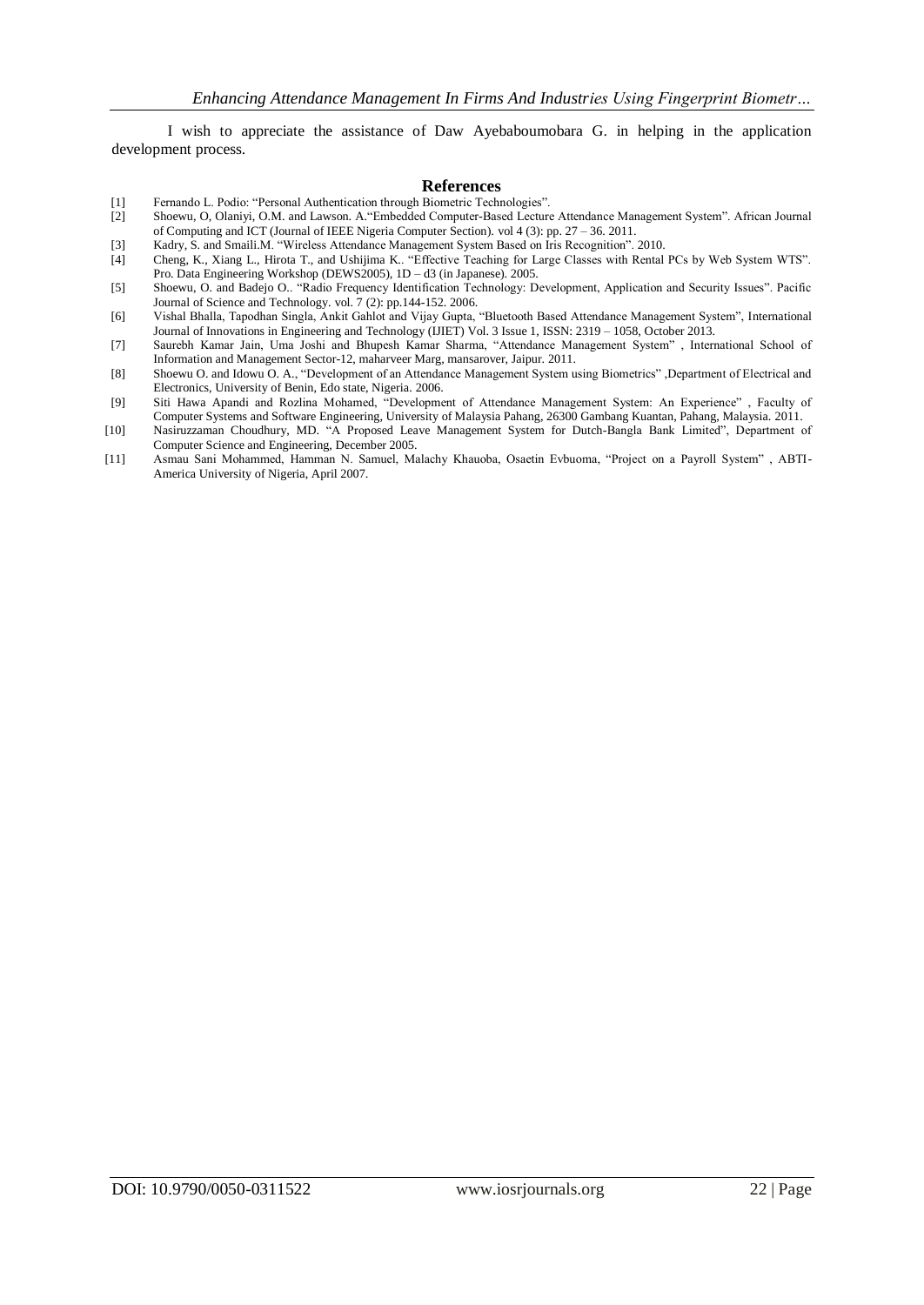I wish to appreciate the assistance of Daw Ayebaboumobara G. in helping in the application development process.

## References

[1] Fernando L. Podio: "Personal Authentication through Biometric Technologies".

[2] Shoewu, O, Olaniyi, O.M. and Lawson. A."Embedded Computer-Based Lecture Attendance Management System". African Journal of Computing and ICT (Journal of IEEE Nigeria Computer Section). vol 4 (3): pp. 27 – 36. 2011.

[3] Kadry, S. and Smaili.M. "Wireless Attendance Management System Based on Iris Recognition". 2010.

[4] Cheng, K., Xiang L., Hirota T., and Ushijima K.. "Effective Teaching for Large Classes with Rental PCs by Web System WTS". Pro. Data Engineering Workshop (DEWS2005), 1D – d3 (in Japanese). 2005.

[5] Shoewu, O. and Badejo O.. "Radio Frequency Identification Technology: Development, Application and Security Issues". Pacific Journal of Science and Technology. vol. 7 (2): pp.144-152. 2006.

[6] Vishal Bhalla, Tapodhan Singla, Ankit Gahlot and Vijay Gupta, "Bluetooth Based Attendance Management System", International Journal of Innovations in Engineering and Technology (IJIET) Vol. 3 Issue 1, ISSN: 2319 – 1058, October 2013.

[7] Saurebh Kamar Jain, Uma Joshi and Bhupesh Kamar Sharma, "Attendance Management System" , International School of Information and Management Sector-12, maharveer Marg, mansarover, Jaipur. 2011.

[8] Shoewu O. and Idowu O. A., "Development of an Attendance Management System using Biometrics" ,Department of Electrical and Electronics, University of Benin, Edo state, Nigeria. 2006.

[9] Siti Hawa Apandi and Rozlina Mohamed, "Development of Attendance Management System: An Experience" , Faculty of Computer Systems and Software Engineering, University of Malaysia Pahang, 26300 Gambang Kuantan, Pahang, Malaysia. 2011.

[10] Nasiruzzaman Choudhury, MD. "A Proposed Leave Management System for Dutch-Bangla Bank Limited", Department of Computer Science and Engineering, December 2005.

[11] Asmau Sani Mohammed, Hamman N. Samuel, Malachy Khauoba, Osaetin Evbuoma, "Project on a Payroll System" , ABTI-America University of Nigeria, April 2007.